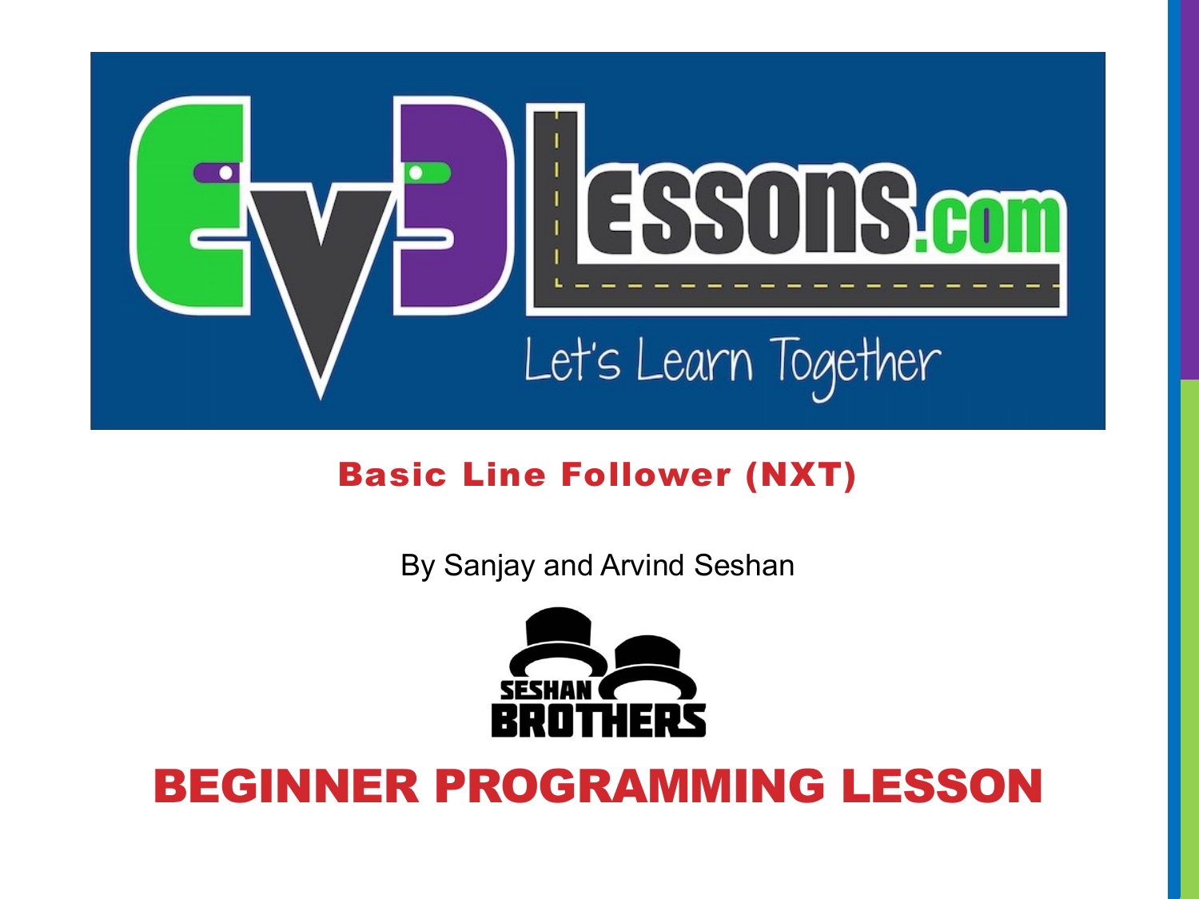# Basic Line Follower (NXT)

By Sanjay and Arvind Seshan

## BEGINNER PROGRAMMING LESSON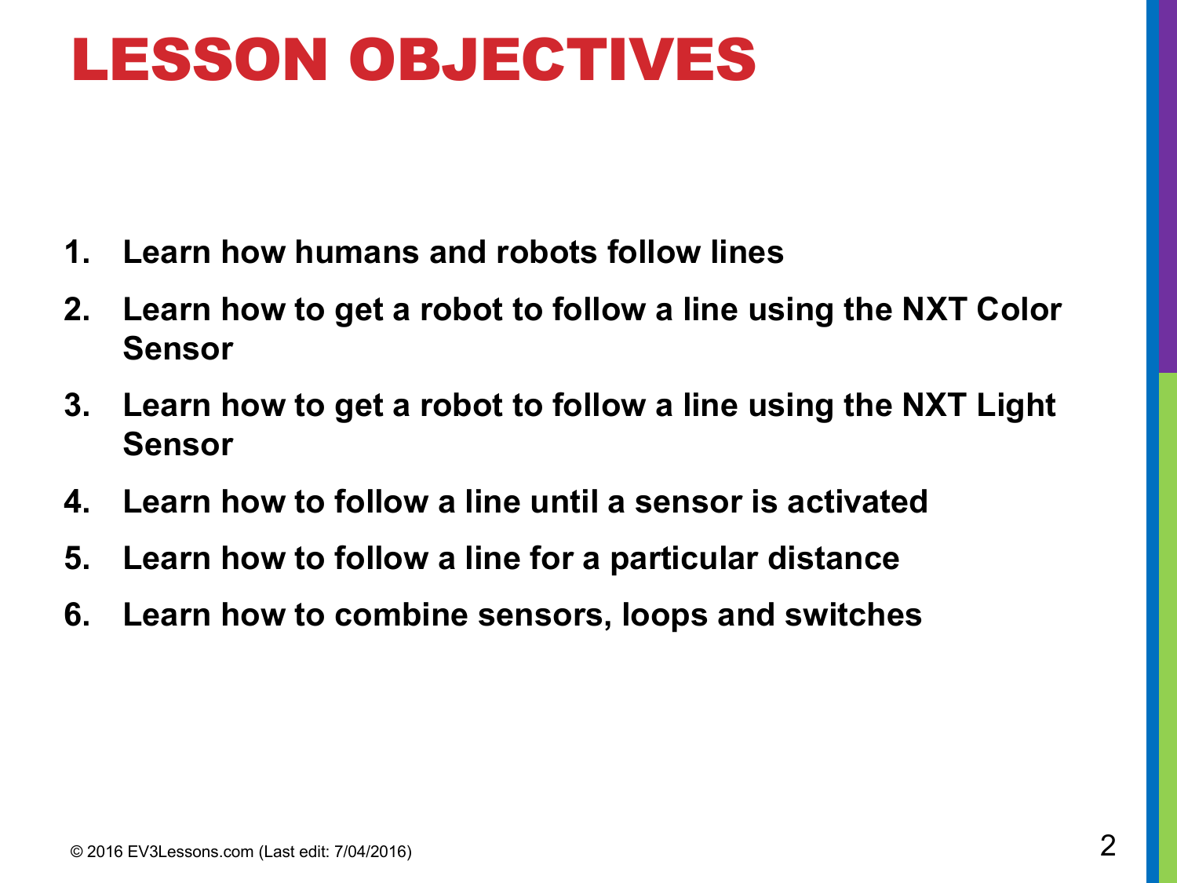# LESSON OBJECTIVES

1. **Learn how humans and robots follow lines**
2. **Learn how to get a robot to follow a line using the NXT Color Sensor**
3. **Learn how to get a robot to follow a line using the NXT Light Sensor**
4. **Learn how to follow a line until a sensor is activated**
5. **Learn how to follow a line for a particular distance**
6. **Learn how to combine sensors, loops and switches**

© 2016 EV3Lessons.com (Last edit: 7/04/2016)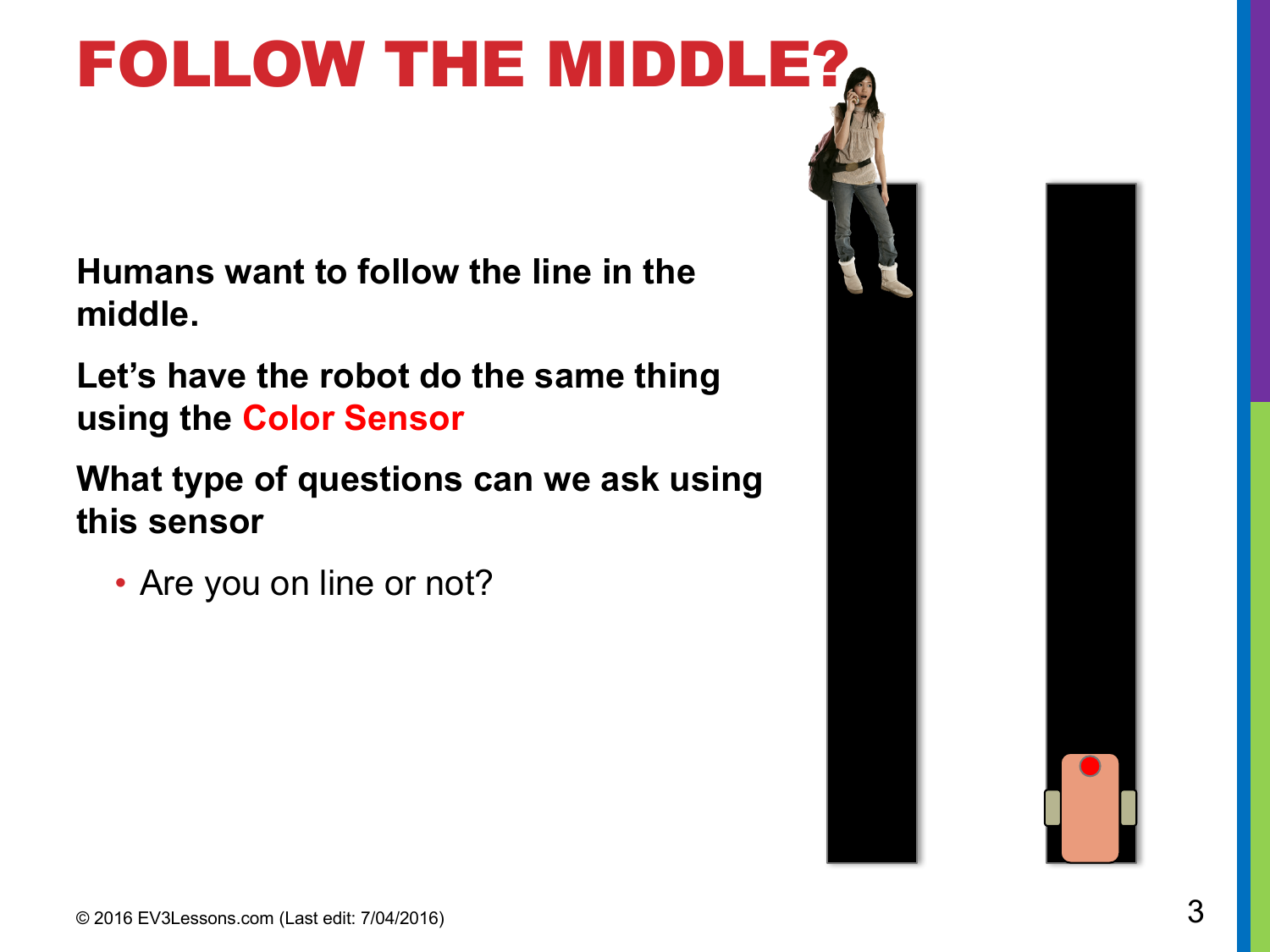# FOLLOW THE MIDDLE?

**Humans want to follow the line in the middle.**

**Let's have the robot do the same thing using the Color Sensor**

**What type of questions can we ask using this sensor**

- Are you on line or not?

© 2016 EV3Lessons.com (Last edit: 7/04/2016)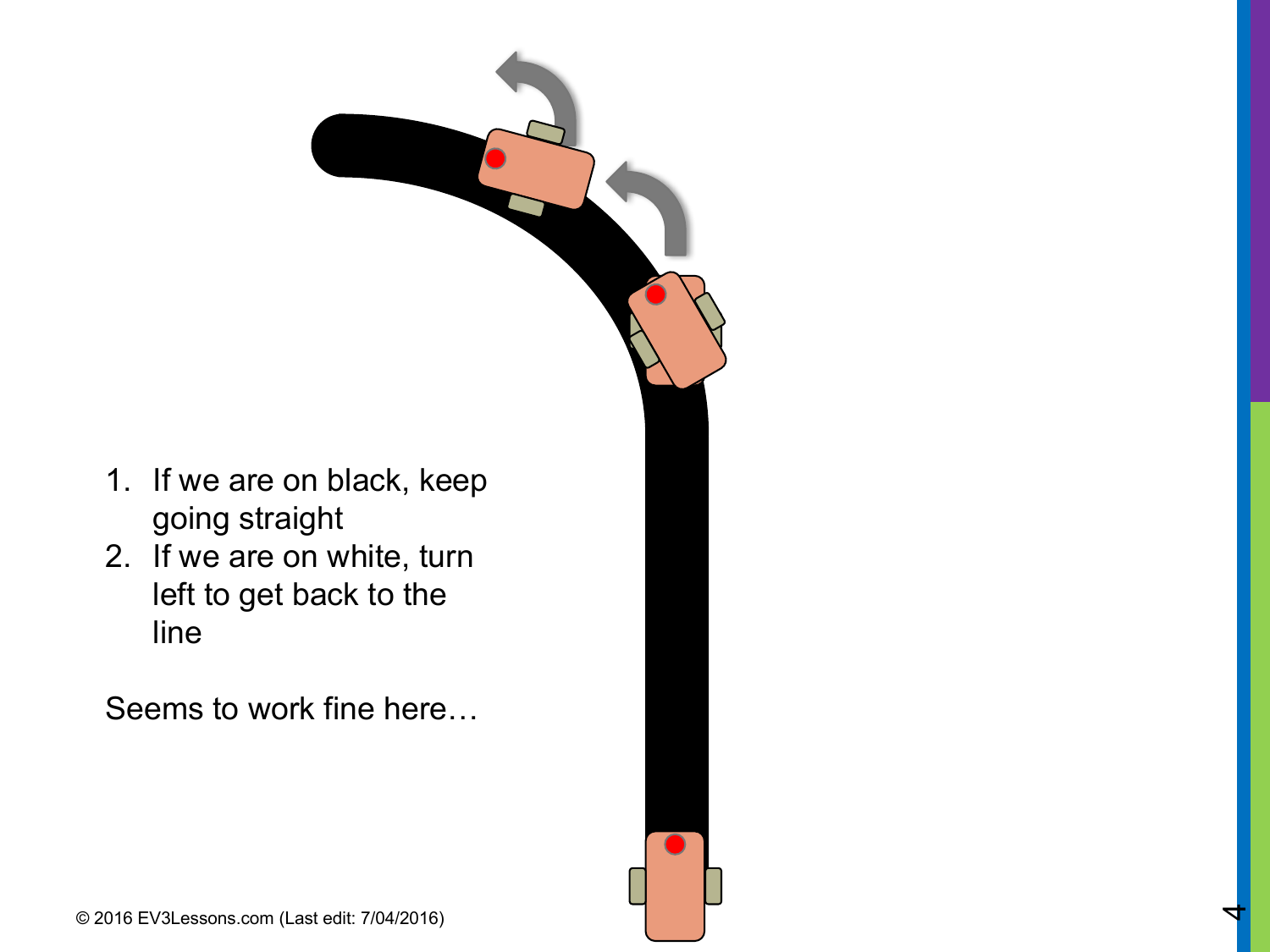1. If we are on black, keep going straight
2. If we are on white, turn left to get back to the line

Seems to work fine here…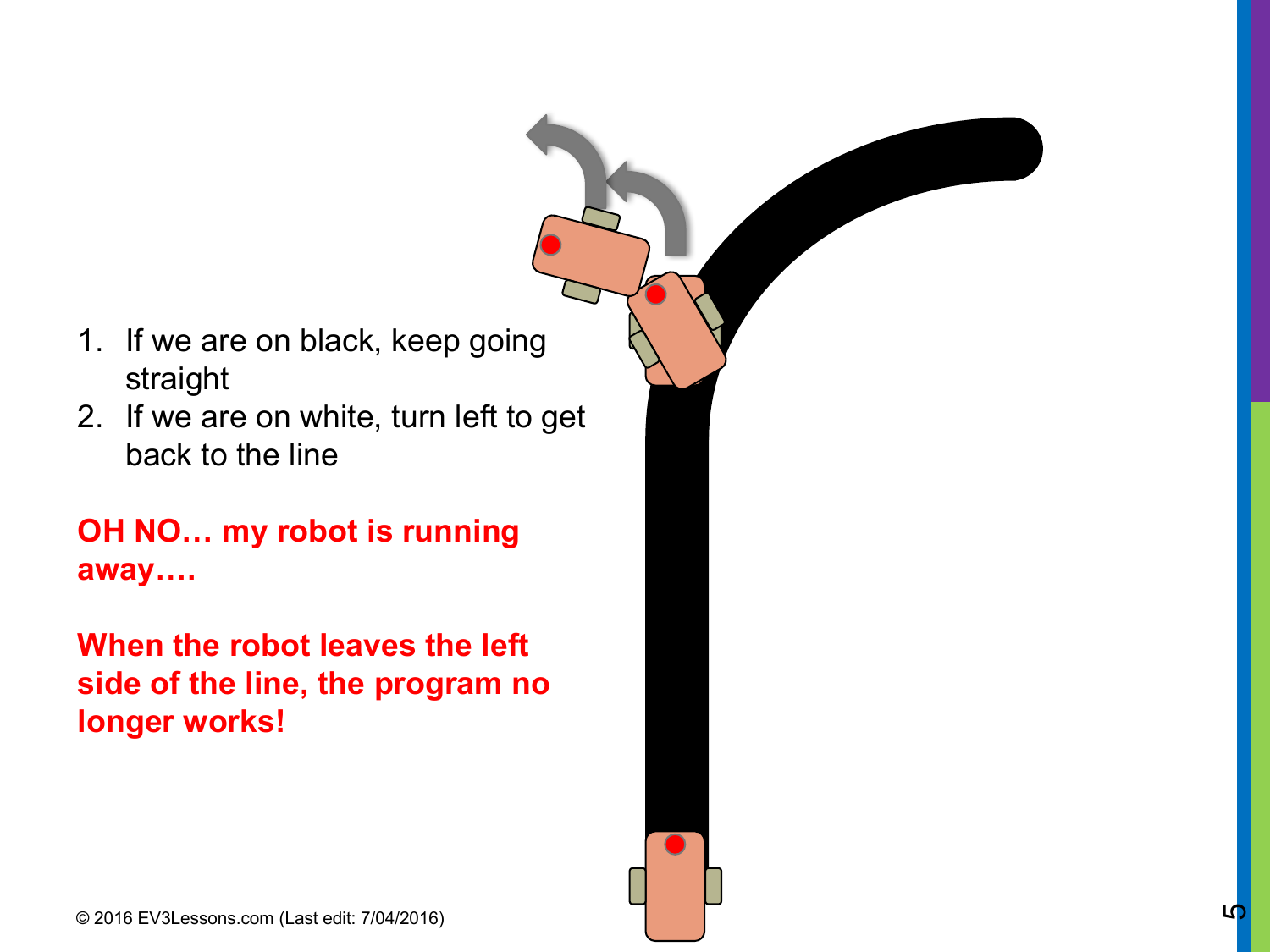1. If we are on black, keep going straight
2. If we are on white, turn left to get back to the line

**OH NO… my robot is running away….**

**When the robot leaves the left side of the line, the program no longer works!**

© 2016 EV3Lessons.com (Last edit: 7/04/2016)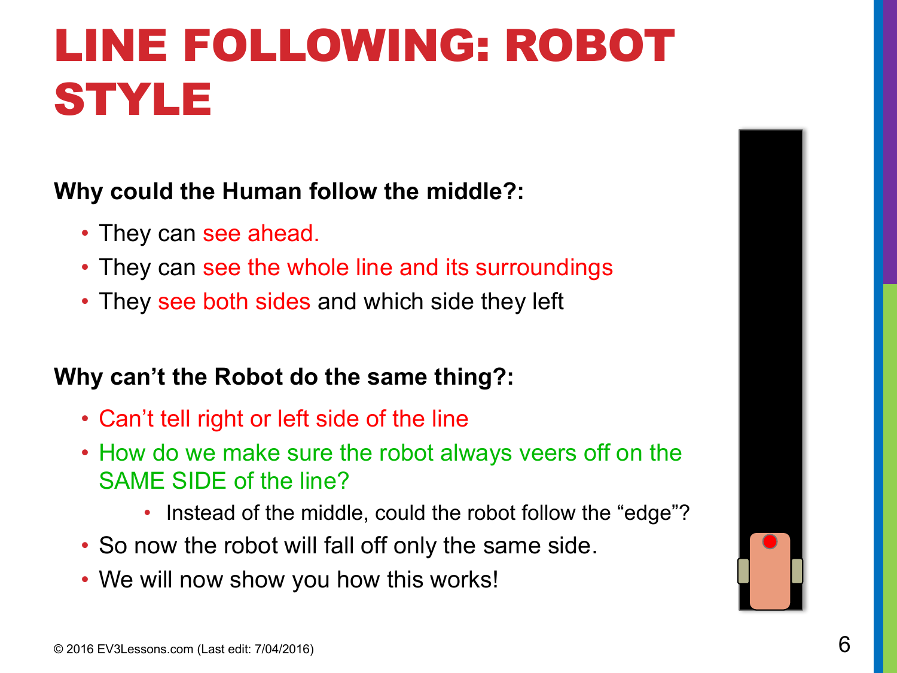# LINE FOLLOWING: ROBOT STYLE

**Why could the Human follow the middle?:**

- They can see ahead.
- They can see the whole line and its surroundings
- They see both sides and which side they left

**Why can't the Robot do the same thing?:**

- Can't tell right or left side of the line
- How do we make sure the robot always veers off on the SAME SIDE of the line?
  - Instead of the middle, could the robot follow the "edge"?
- So now the robot will fall off only the same side.
- We will now show you how this works!

© 2016 EV3Lessons.com (Last edit: 7/04/2016)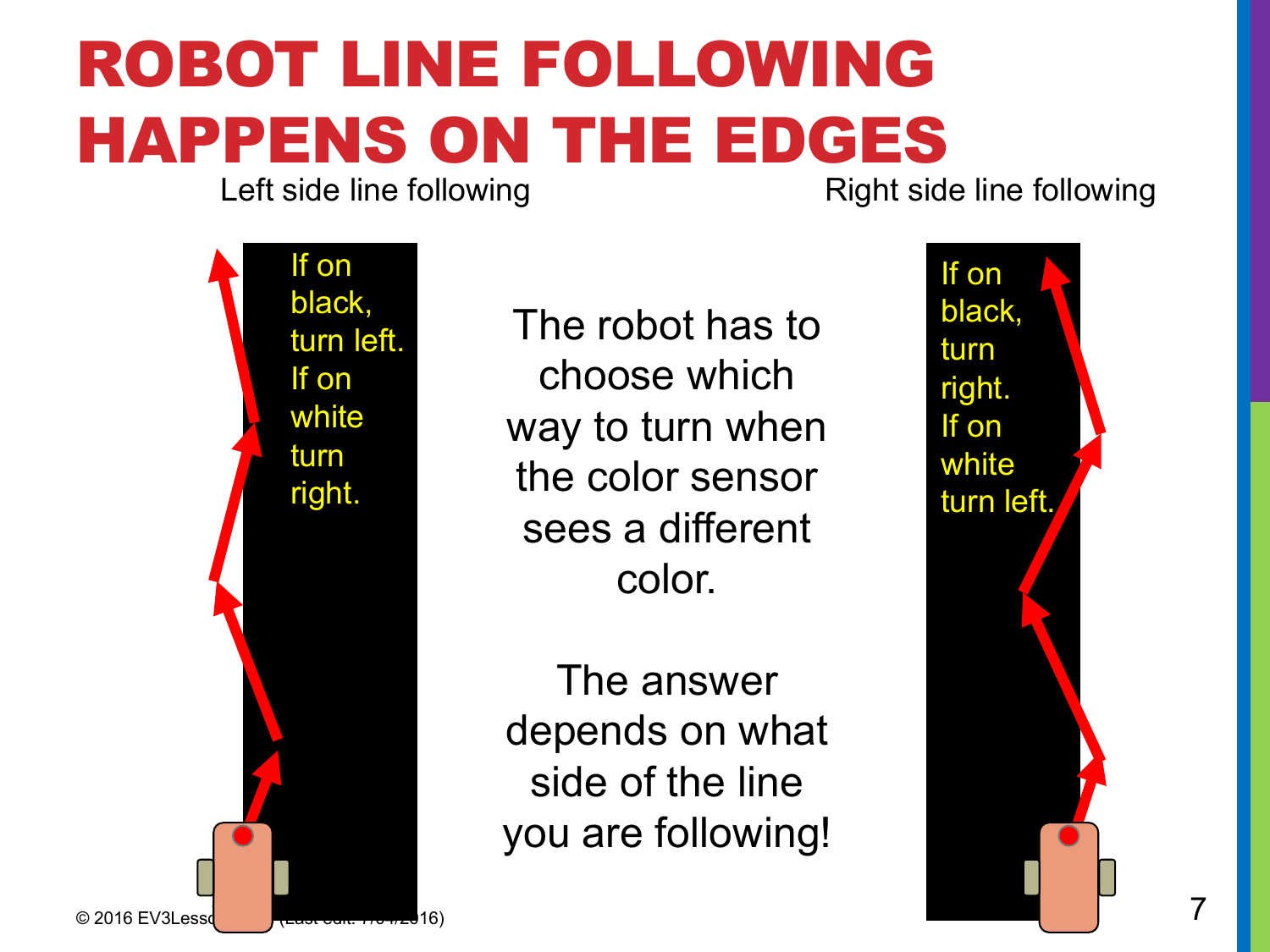# ROBOT LINE FOLLOWING HAPPENS ON THE EDGES

Left side line following

If on black, turn left. If on white turn right.

The robot has to choose which way to turn when the color sensor sees a different color.

The answer depends on what side of the line you are following!

Right side line following

If on black, turn right. If on white turn left.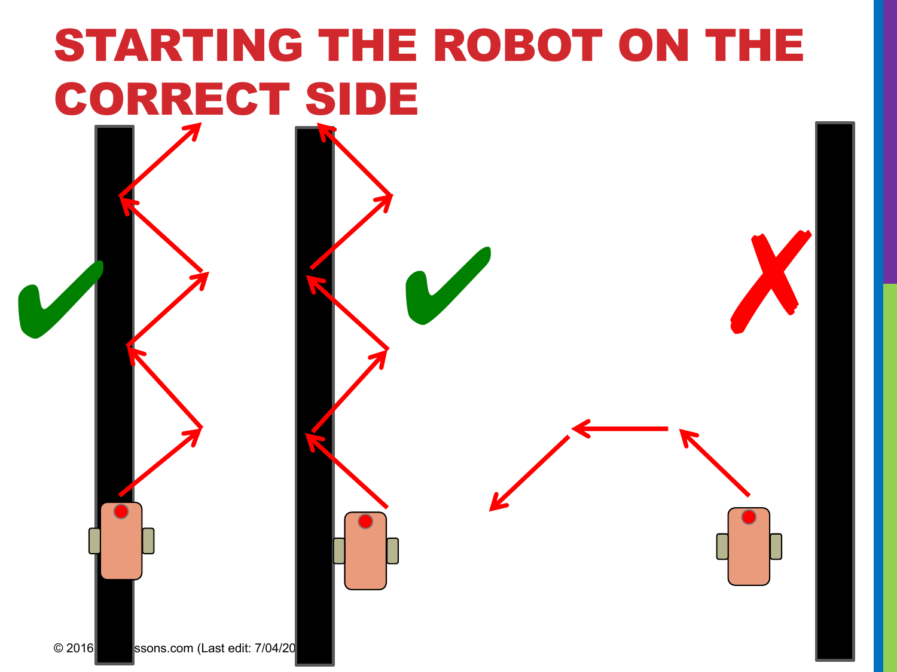# STARTING THE ROBOT ON THE CORRECT SIDE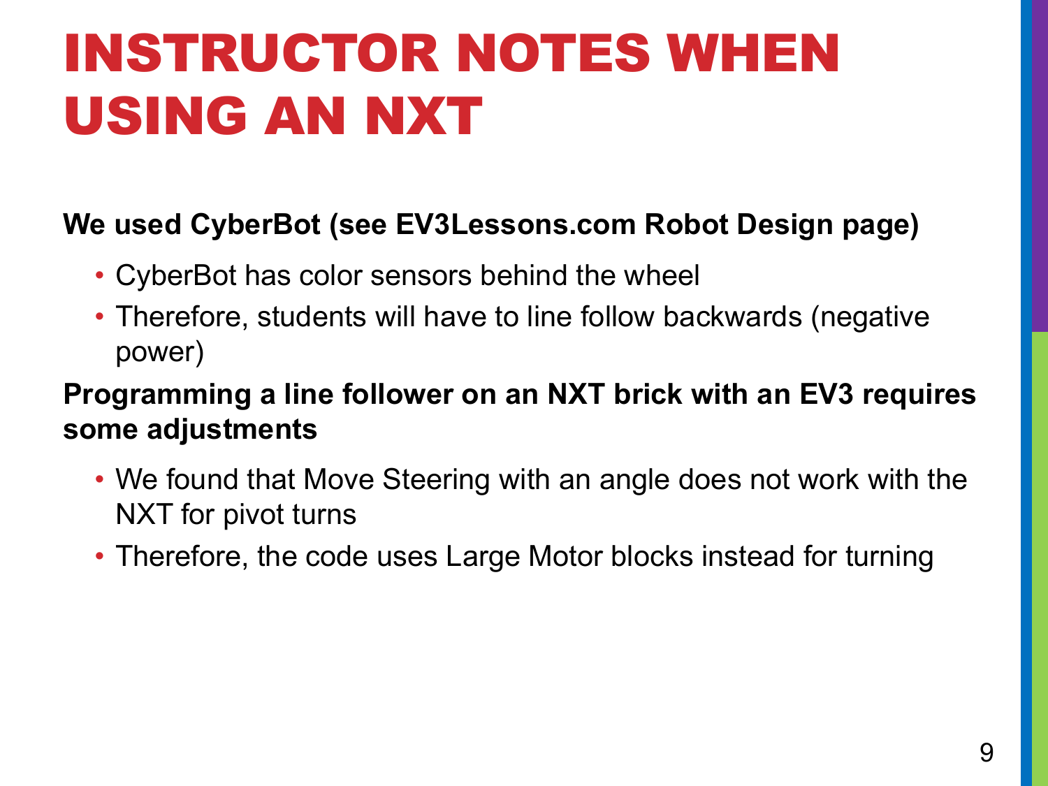# INSTRUCTOR NOTES WHEN USING AN NXT

**We used CyberBot (see EV3Lessons.com Robot Design page)**

- CyberBot has color sensors behind the wheel
- Therefore, students will have to line follow backwards (negative power)

**Programming a line follower on an NXT brick with an EV3 requires some adjustments**

- We found that Move Steering with an angle does not work with the NXT for pivot turns
- Therefore, the code uses Large Motor blocks instead for turning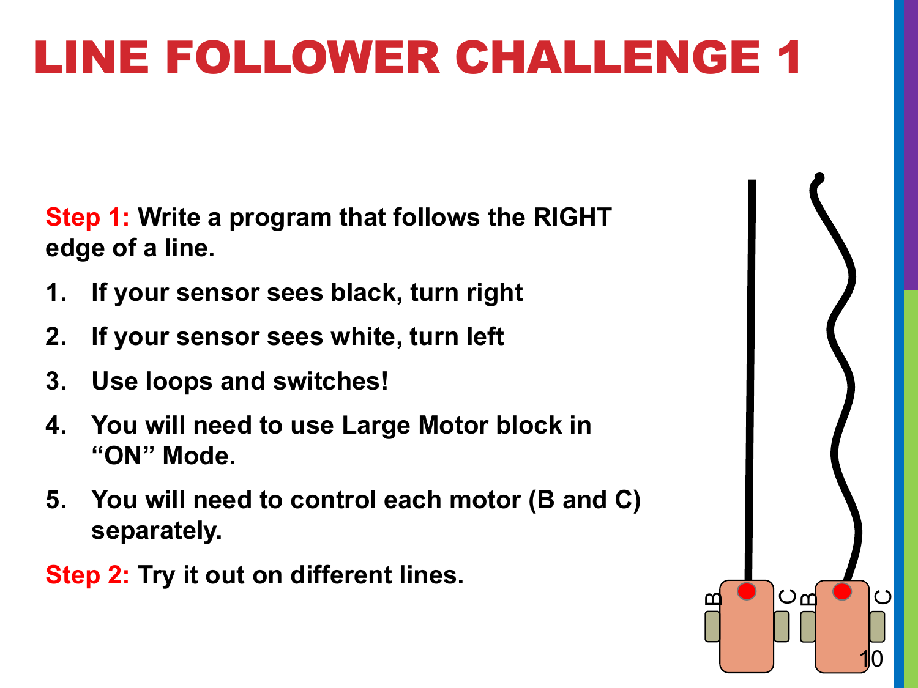# LINE FOLLOWER CHALLENGE 1

**Step 1: Write a program that follows the RIGHT edge of a line.**

1. **If your sensor sees black, turn right**
2. **If your sensor sees white, turn left**
3. **Use loops and switches!**
4. **You will need to use Large Motor block in "ON" Mode.**
5. **You will need to control each motor (B and C) separately.**

**Step 2: Try it out on different lines.**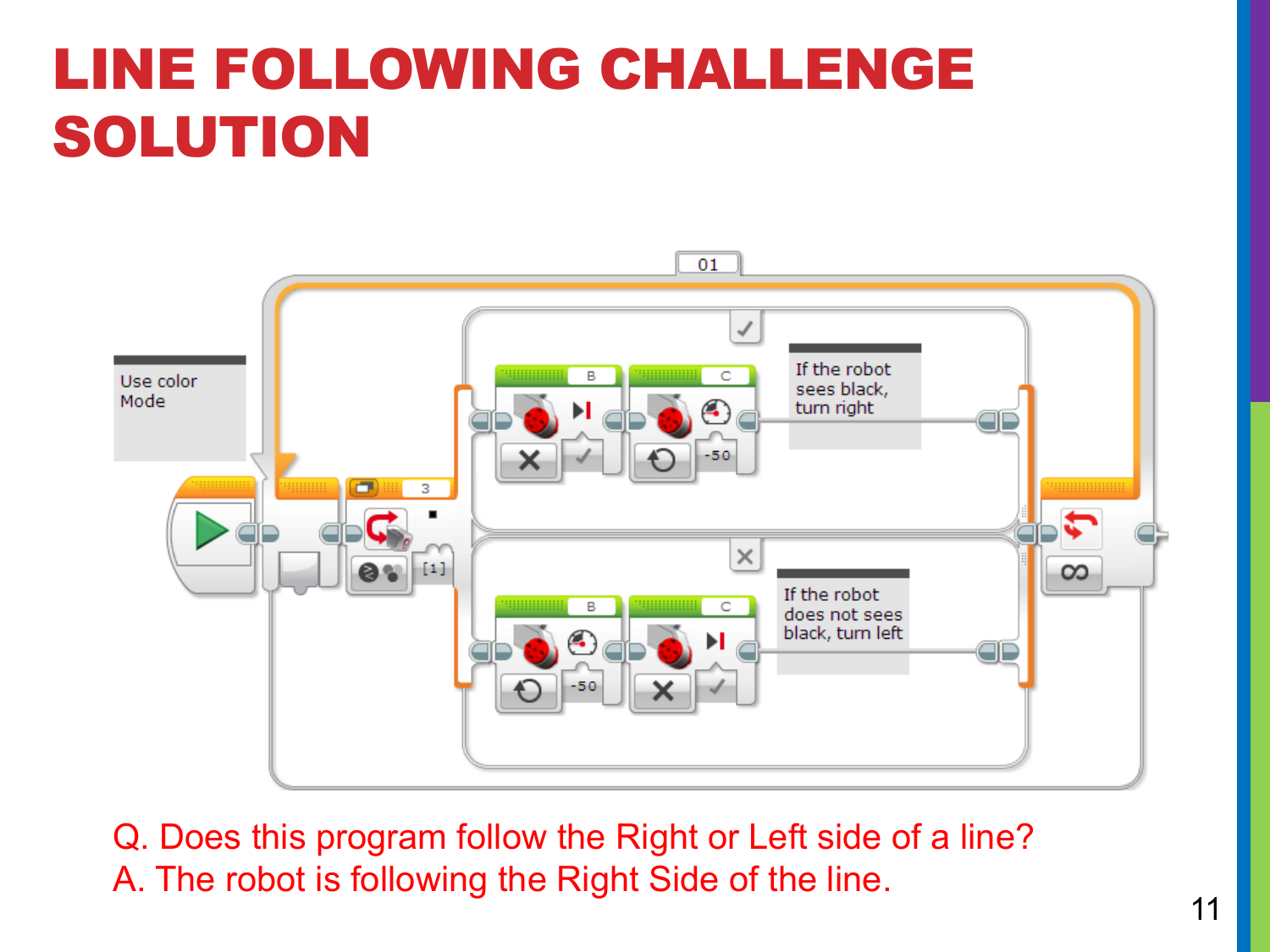# LINE FOLLOWING CHALLENGE SOLUTION

Use color Mode

If the robot sees black, turn right

If the robot does not sees black, turn left

Q. Does this program follow the Right or Left side of a line?
A. The robot is following the Right Side of the line.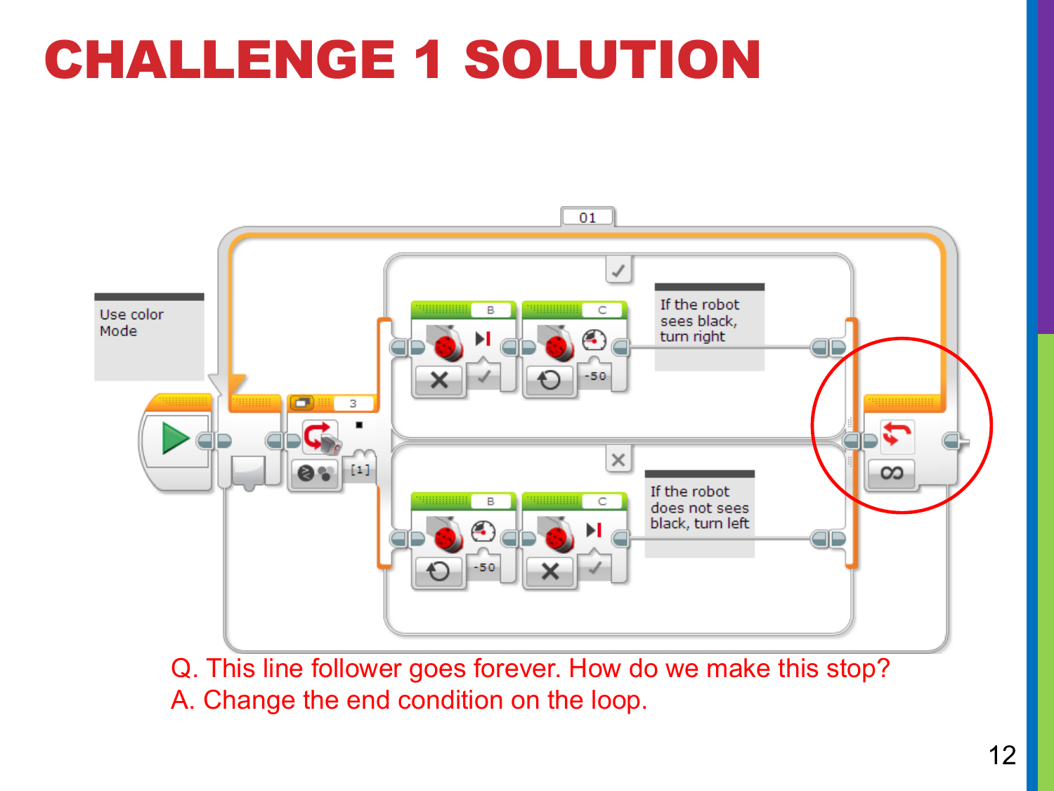# CHALLENGE 1 SOLUTION

Use color Mode

If the robot sees black, turn right

If the robot does not sees black, turn left

Q. This line follower goes forever. How do we make this stop?
A. Change the end condition on the loop.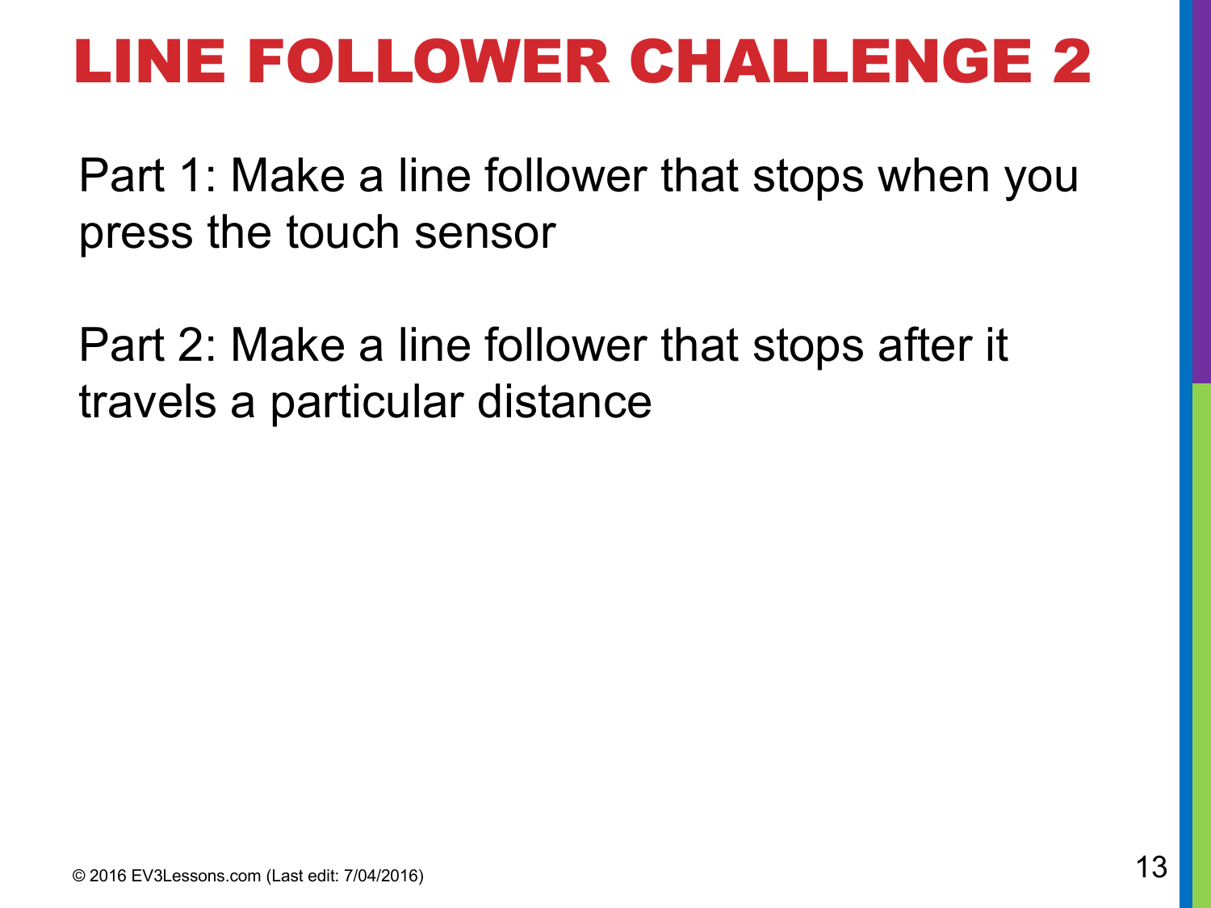# LINE FOLLOWER CHALLENGE 2

Part 1: Make a line follower that stops when you press the touch sensor

Part 2: Make a line follower that stops after it travels a particular distance

© 2016 EV3Lessons.com (Last edit: 7/04/2016)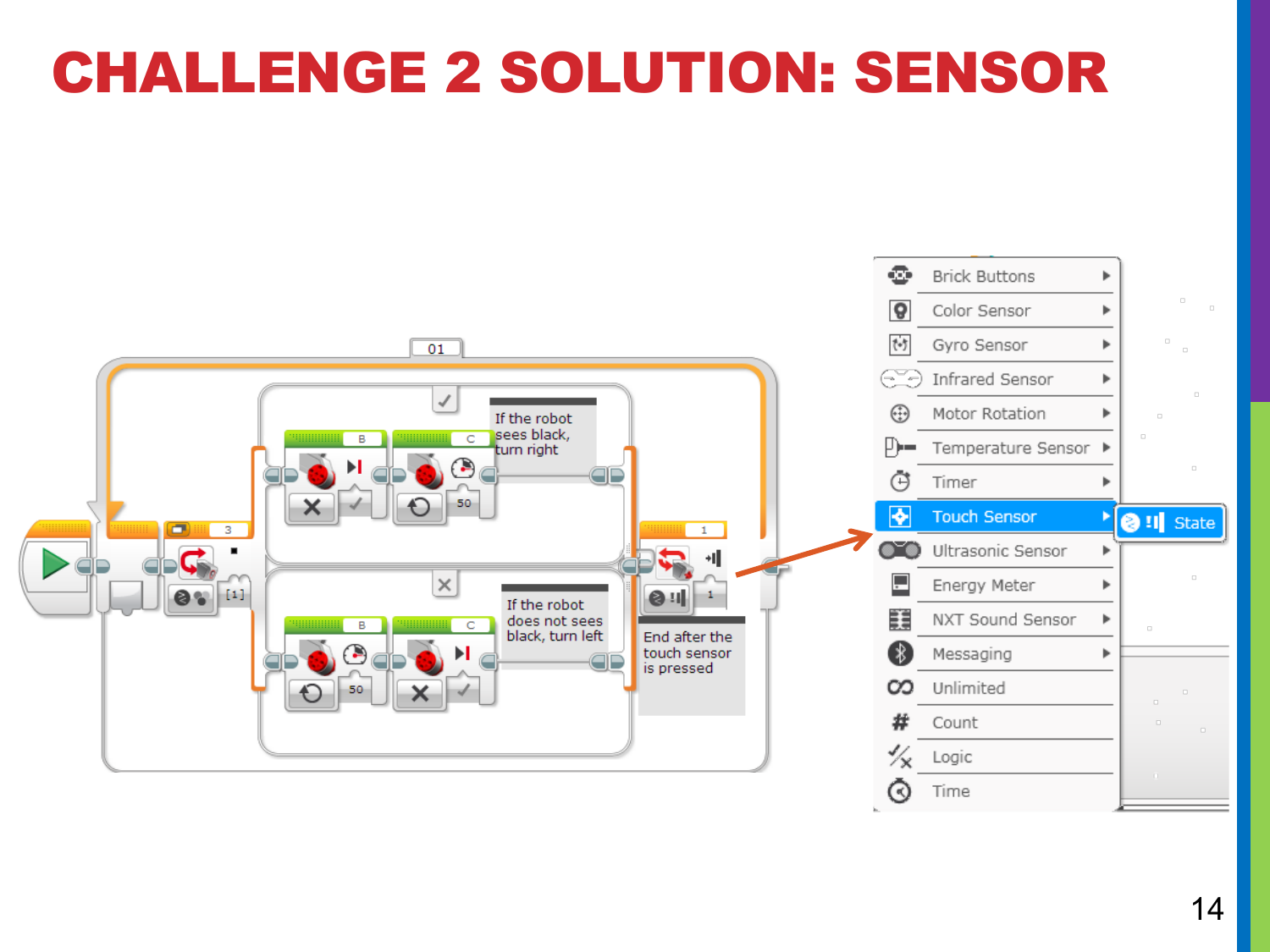# CHALLENGE 2 SOLUTION: SENSOR

If the robot sees black, turn right

If the robot does not sees black, turn left

End after the touch sensor is pressed

- Brick Buttons
- Color Sensor
- Gyro Sensor
- Infrared Sensor
- Motor Rotation
- Temperature Sensor
- Timer
- Touch Sensor
  - State
- Ultrasonic Sensor
- Energy Meter
- NXT Sound Sensor
- Messaging
- Unlimited
- Count
- Logic
- Time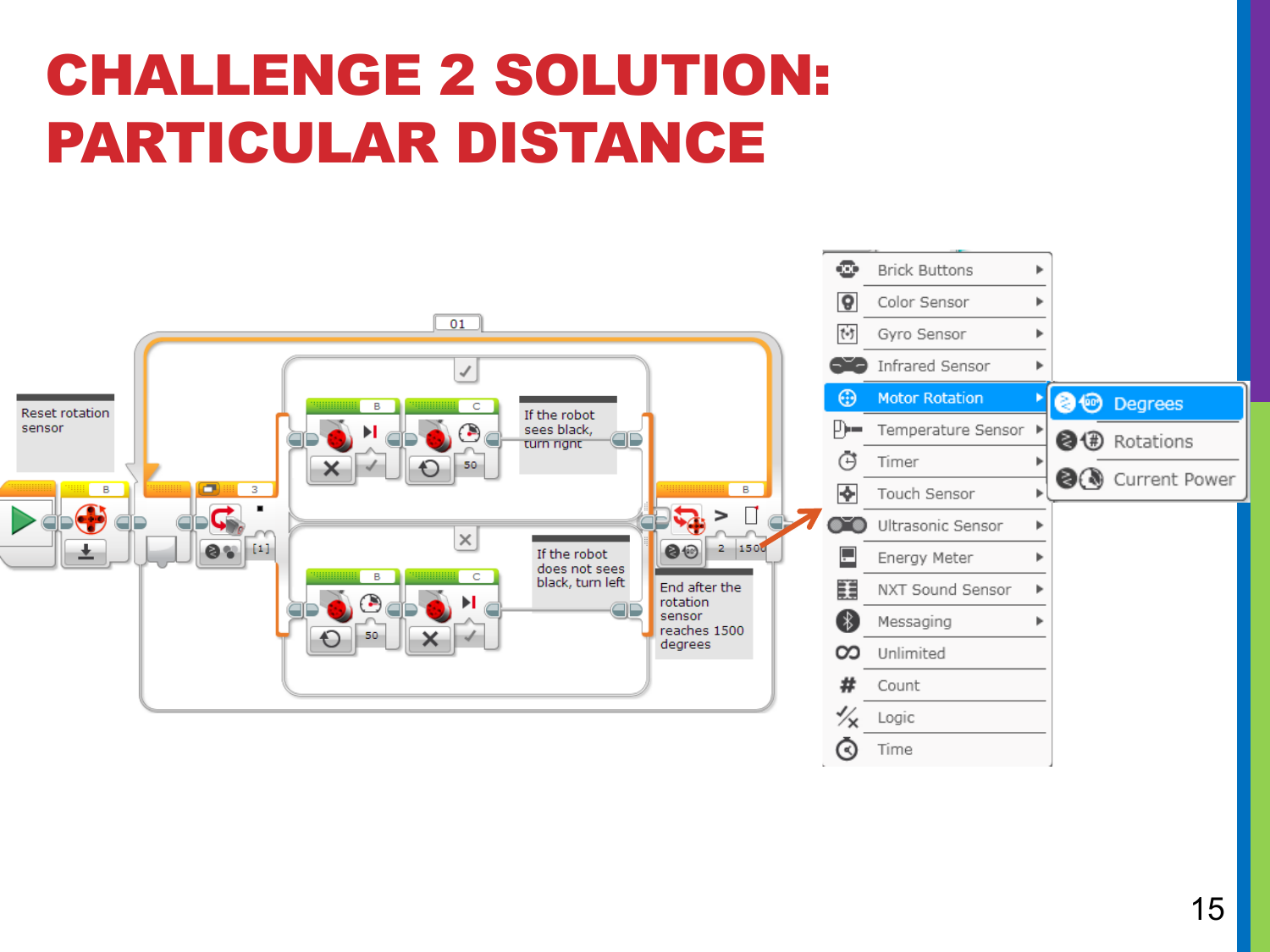# CHALLENGE 2 SOLUTION: PARTICULAR DISTANCE

Reset rotation sensor

If the robot sees black, turn right

If the robot does not sees black, turn left

End after the rotation sensor reaches 1500 degrees

- Brick Buttons
- Color Sensor
- Gyro Sensor
- Infrared Sensor
- Motor Rotation
  - Degrees
  - Rotations
  - Current Power
- Temperature Sensor
- Timer
- Touch Sensor
- Ultrasonic Sensor
- Energy Meter
- NXT Sound Sensor
- Messaging
- Unlimited
- Count
- Logic
- Time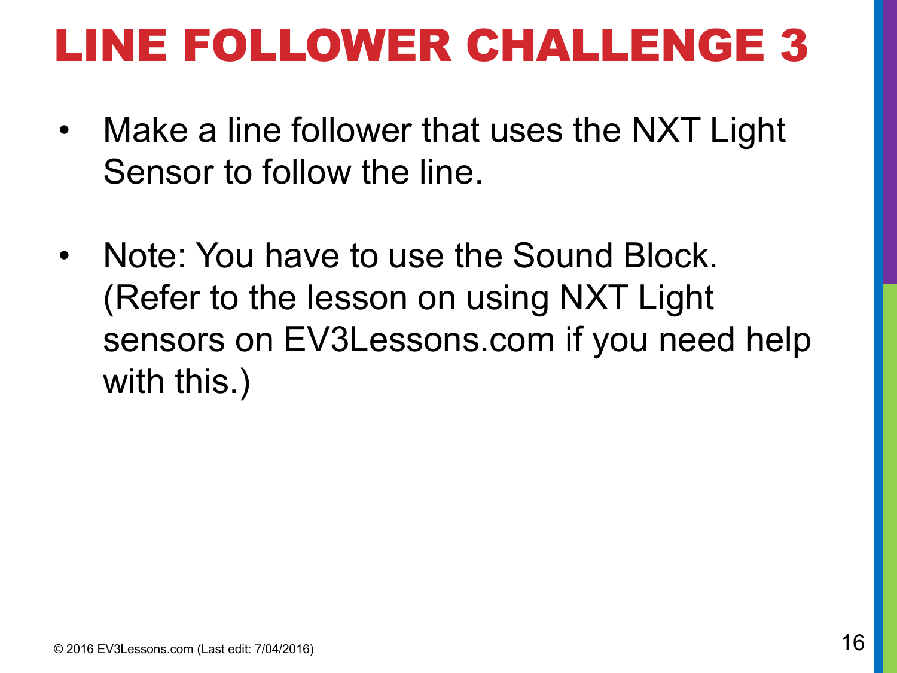# LINE FOLLOWER CHALLENGE 3

- Make a line follower that uses the NXT Light Sensor to follow the line.
- Note: You have to use the Sound Block. (Refer to the lesson on using NXT Light sensors on EV3Lessons.com if you need help with this.)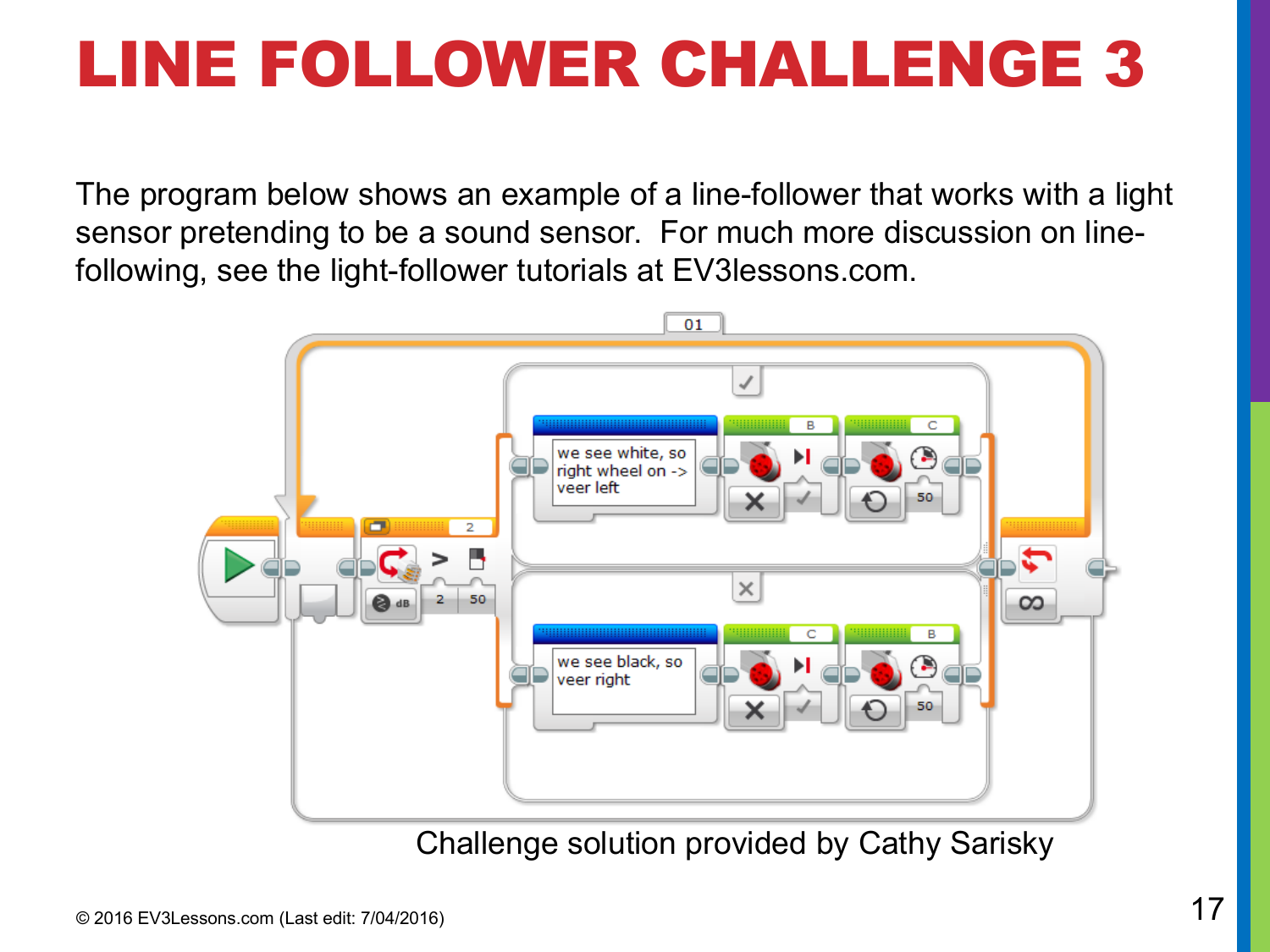# LINE FOLLOWER CHALLENGE 3

The program below shows an example of a line-follower that works with a light sensor pretending to be a sound sensor. For much more discussion on line-following, see the light-follower tutorials at EV3lessons.com.

Challenge solution provided by Cathy Sarisky

© 2016 EV3Lessons.com (Last edit: 7/04/2016)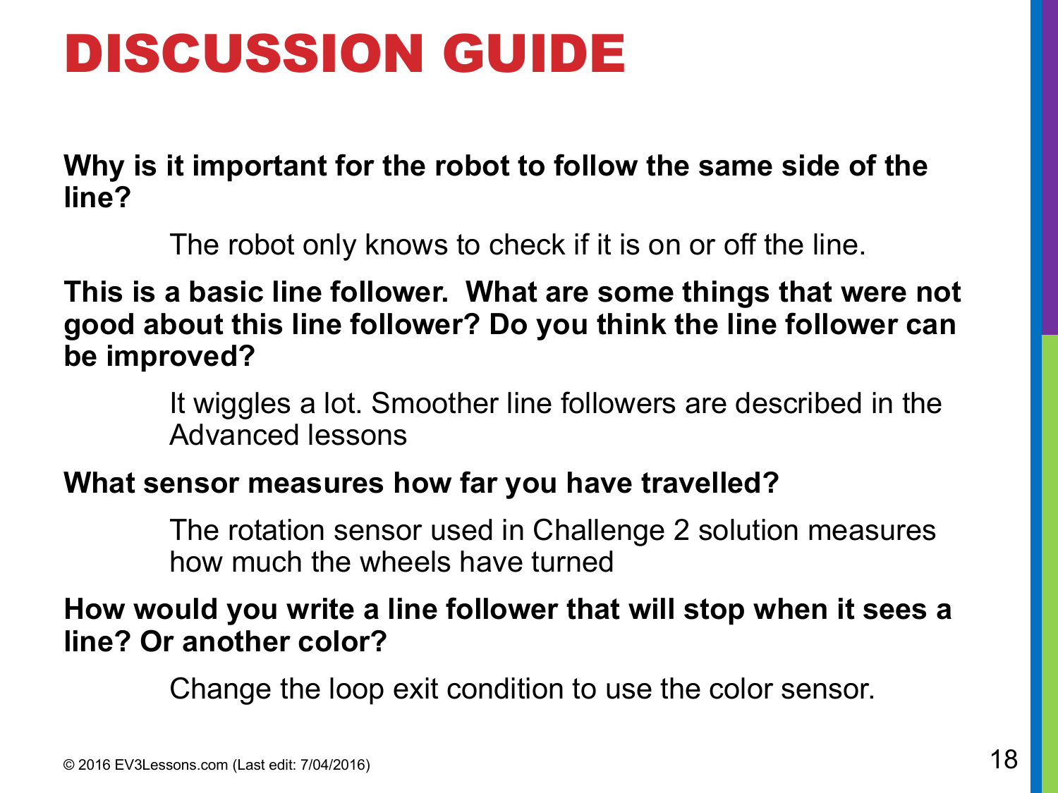# DISCUSSION GUIDE

**Why is it important for the robot to follow the same side of the line?**

The robot only knows to check if it is on or off the line.

**This is a basic line follower. What are some things that were not good about this line follower? Do you think the line follower can be improved?**

It wiggles a lot. Smoother line followers are described in the Advanced lessons

**What sensor measures how far you have travelled?**

The rotation sensor used in Challenge 2 solution measures how much the wheels have turned

**How would you write a line follower that will stop when it sees a line? Or another color?**

Change the loop exit condition to use the color sensor.

© 2016 EV3Lessons.com (Last edit: 7/04/2016)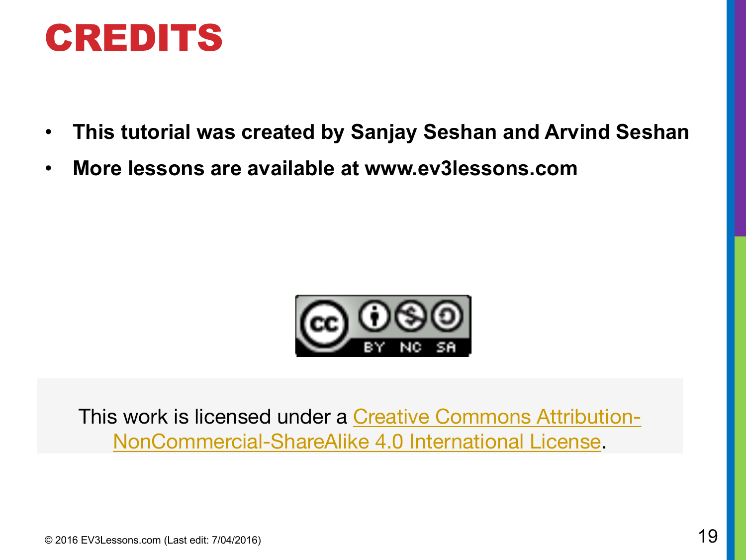# CREDITS

- **This tutorial was created by Sanjay Seshan and Arvind Seshan**
- **More lessons are available at www.ev3lessons.com**

This work is licensed under a Creative Commons Attribution-NonCommercial-ShareAlike 4.0 International License.

© 2016 EV3Lessons.com (Last edit: 7/04/2016)